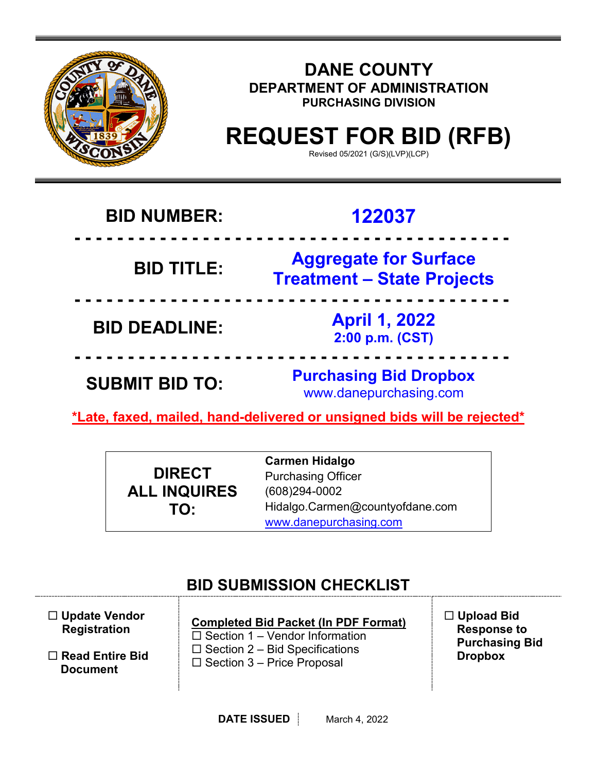# DANE COUNTY

## DEPARTMENT OF ADMINISTRATION

### PURCHASING DIVISION

# REQUEST FOR BID (RFB)

Revised 05/2021 (G/S)(LVP)(LCP)

| | |
|---|---|
| **BID NUMBER:** | **122037** |
| **BID TITLE:** | **Aggregate for Surface Treatment – State Projects** |
| **BID DEADLINE:** | **April 1, 2022**<br>**2:00 p.m. (CST)** |
| **SUBMIT BID TO:** | **Purchasing Bid Dropbox**<br>www.danepurchasing.com |

***Late, faxed, mailed, hand-delivered or unsigned bids will be rejected***

| **DIRECT ALL INQUIRES TO:** | **Carmen Hidalgo**<br>Purchasing Officer<br>(608)294-0002<br>Hidalgo.Carmen@countyofdane.com<br>www.danepurchasing.com |
|---|---|

## BID SUBMISSION CHECKLIST

☐ **Update Vendor Registration**

☐ **Read Entire Bid Document**

**Completed Bid Packet (In PDF Format)**

☐ Section 1 – Vendor Information
☐ Section 2 – Bid Specifications
☐ Section 3 – Price Proposal

☐ **Upload Bid Response to Purchasing Bid Dropbox**

**DATE ISSUED** | March 4, 2022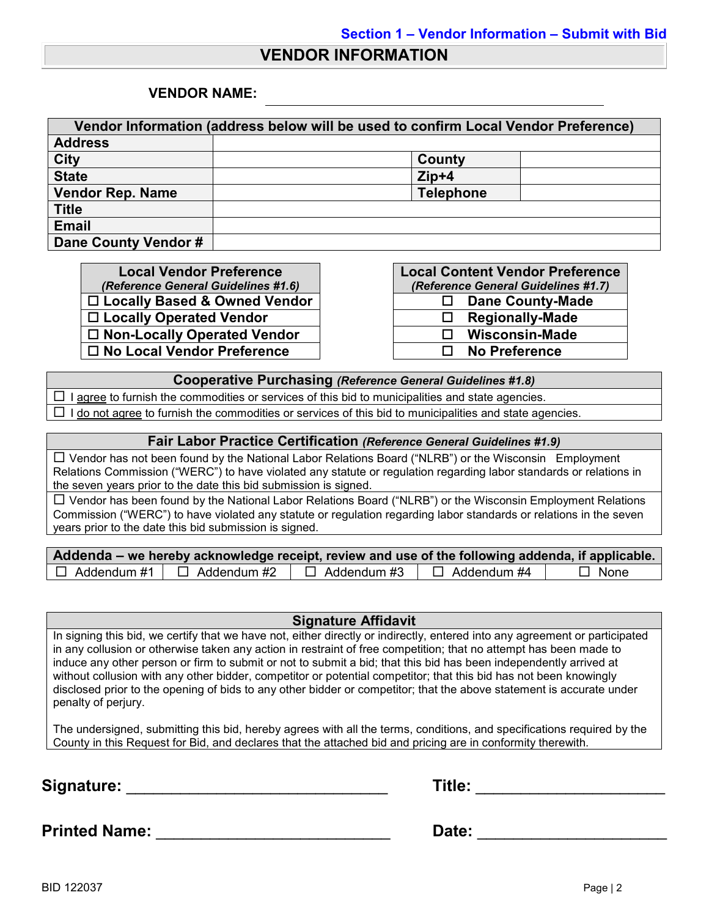Section 1 – Vendor Information – Submit with Bid

# VENDOR INFORMATION

**VENDOR NAME:** ______________________________________________

| Vendor Information (address below will be used to confirm Local Vendor Preference) | | | |
|---|---|---|---|
| **Address** | | | |
| **City** | | **County** | |
| **State** | | **Zip+4** | |
| **Vendor Rep. Name** | | **Telephone** | |
| **Title** | | | |
| **Email** | | | |
| **Dane County Vendor #** | | | |

| **Local Vendor Preference** *(Reference General Guidelines #1.6)* |
|---|
| ☐ **Locally Based & Owned Vendor** |
| ☐ **Locally Operated Vendor** |
| ☐ **Non-Locally Operated Vendor** |
| ☐ **No Local Vendor Preference** |

| **Local Content Vendor Preference** *(Reference General Guidelines #1.7)* |
|---|
| ☐ **Dane County-Made** |
| ☐ **Regionally-Made** |
| ☐ **Wisconsin-Made** |
| ☐ **No Preference** |

| **Cooperative Purchasing** ***(Reference General Guidelines #1.8)*** |
|---|
| ☐ I agree to furnish the commodities or services of this bid to municipalities and state agencies. |
| ☐ I do not agree to furnish the commodities or services of this bid to municipalities and state agencies. |

| **Fair Labor Practice Certification** ***(Reference General Guidelines #1.9)*** |
|---|
| ☐ Vendor has not been found by the National Labor Relations Board ("NLRB") or the Wisconsin Employment Relations Commission ("WERC") to have violated any statute or regulation regarding labor standards or relations in the seven years prior to the date this bid submission is signed. |
| ☐ Vendor has been found by the National Labor Relations Board ("NLRB") or the Wisconsin Employment Relations Commission ("WERC") to have violated any statute or regulation regarding labor standards or relations in the seven years prior to the date this bid submission is signed. |

| **Addenda – we hereby acknowledge receipt, review and use of the following addenda, if applicable.** | | | | |
|---|---|---|---|---|
| ☐ Addendum #1 | ☐ Addendum #2 | ☐ Addendum #3 | ☐ Addendum #4 | ☐ None |

| **Signature Affidavit** |
|---|
| In signing this bid, we certify that we have not, either directly or indirectly, entered into any agreement or participated in any collusion or otherwise taken any action in restraint of free competition; that no attempt has been made to induce any other person or firm to submit or not to submit a bid; that this bid has been independently arrived at without collusion with any other bidder, competitor or potential competitor; that this bid has not been knowingly disclosed prior to the opening of bids to any other bidder or competitor; that the above statement is accurate under penalty of perjury.<br><br>The undersigned, submitting this bid, hereby agrees with all the terms, conditions, and specifications required by the County in this Request for Bid, and declares that the attached bid and pricing are in conformity therewith. |

**Signature:** ______________________________ **Title:** ______________________

**Printed Name:** ___________________________ **Date:** ______________________

BID 122037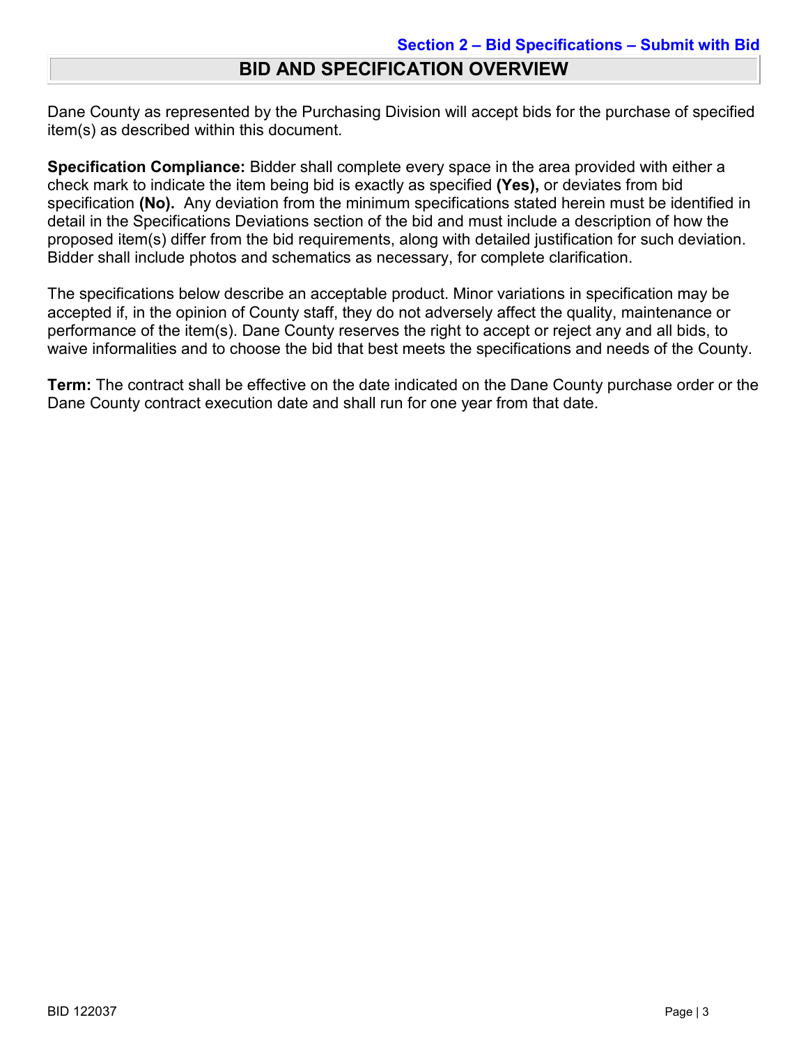**Section 2 – Bid Specifications – Submit with Bid**

# BID AND SPECIFICATION OVERVIEW

Dane County as represented by the Purchasing Division will accept bids for the purchase of specified item(s) as described within this document.

**Specification Compliance:** Bidder shall complete every space in the area provided with either a check mark to indicate the item being bid is exactly as specified **(Yes),** or deviates from bid specification **(No).** Any deviation from the minimum specifications stated herein must be identified in detail in the Specifications Deviations section of the bid and must include a description of how the proposed item(s) differ from the bid requirements, along with detailed justification for such deviation. Bidder shall include photos and schematics as necessary, for complete clarification.

The specifications below describe an acceptable product. Minor variations in specification may be accepted if, in the opinion of County staff, they do not adversely affect the quality, maintenance or performance of the item(s). Dane County reserves the right to accept or reject any and all bids, to waive informalities and to choose the bid that best meets the specifications and needs of the County.

**Term:** The contract shall be effective on the date indicated on the Dane County purchase order or the Dane County contract execution date and shall run for one year from that date.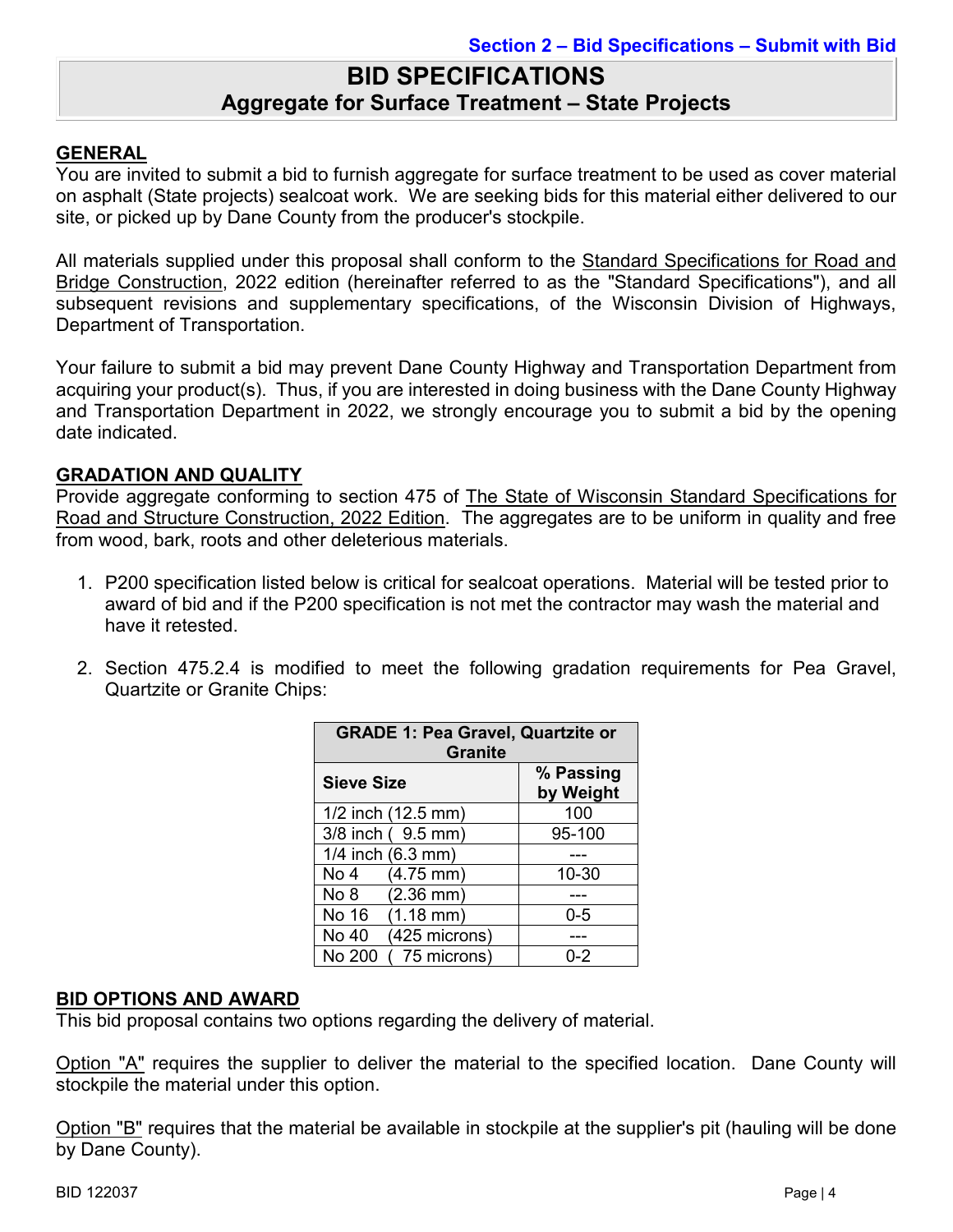Section 2 – Bid Specifications – Submit with Bid

# BID SPECIFICATIONS

## Aggregate for Surface Treatment – State Projects

### GENERAL

You are invited to submit a bid to furnish aggregate for surface treatment to be used as cover material on asphalt (State projects) sealcoat work. We are seeking bids for this material either delivered to our site, or picked up by Dane County from the producer's stockpile.

All materials supplied under this proposal shall conform to the Standard Specifications for Road and Bridge Construction, 2022 edition (hereinafter referred to as the "Standard Specifications"), and all subsequent revisions and supplementary specifications, of the Wisconsin Division of Highways, Department of Transportation.

Your failure to submit a bid may prevent Dane County Highway and Transportation Department from acquiring your product(s). Thus, if you are interested in doing business with the Dane County Highway and Transportation Department in 2022, we strongly encourage you to submit a bid by the opening date indicated.

### GRADATION AND QUALITY

Provide aggregate conforming to section 475 of The State of Wisconsin Standard Specifications for Road and Structure Construction, 2022 Edition. The aggregates are to be uniform in quality and free from wood, bark, roots and other deleterious materials.

1. P200 specification listed below is critical for sealcoat operations. Material will be tested prior to award of bid and if the P200 specification is not met the contractor may wash the material and have it retested.
2. Section 475.2.4 is modified to meet the following gradation requirements for Pea Gravel, Quartzite or Granite Chips:

| GRADE 1: Pea Gravel, Quartzite or Granite | |
|---|---|
| **Sieve Size** | **% Passing by Weight** |
| 1/2 inch (12.5 mm) | 100 |
| 3/8 inch ( 9.5 mm) | 95-100 |
| 1/4 inch (6.3 mm) | --- |
| No 4 (4.75 mm) | 10-30 |
| No 8 (2.36 mm) | --- |
| No 16 (1.18 mm) | 0-5 |
| No 40 (425 microns) | --- |
| No 200 ( 75 microns) | 0-2 |

### BID OPTIONS AND AWARD

This bid proposal contains two options regarding the delivery of material.

Option "A" requires the supplier to deliver the material to the specified location. Dane County will stockpile the material under this option.

Option "B" requires that the material be available in stockpile at the supplier's pit (hauling will be done by Dane County).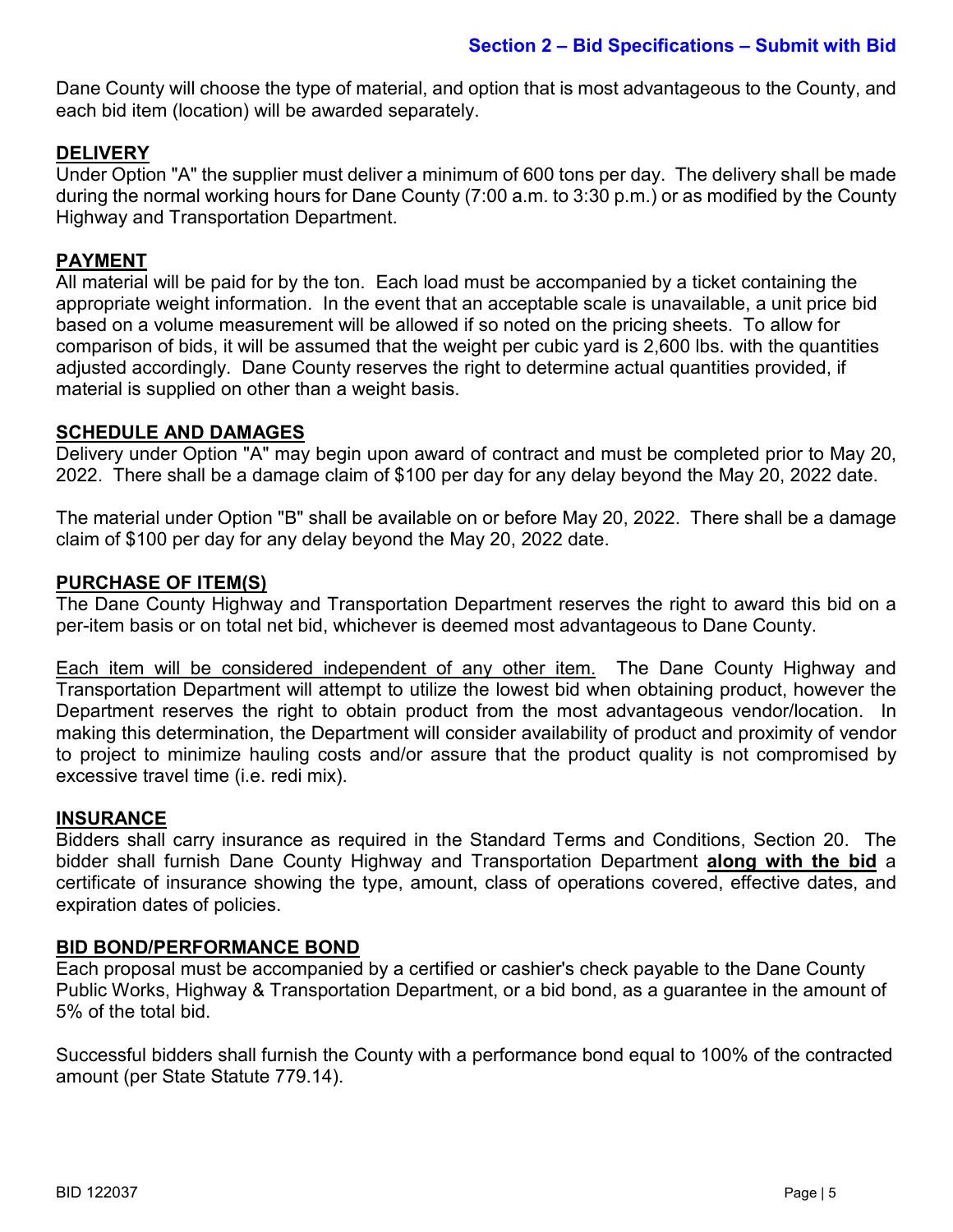## Section 2 – Bid Specifications – Submit with Bid

Dane County will choose the type of material, and option that is most advantageous to the County, and each bid item (location) will be awarded separately.

### DELIVERY

Under Option "A" the supplier must deliver a minimum of 600 tons per day. The delivery shall be made during the normal working hours for Dane County (7:00 a.m. to 3:30 p.m.) or as modified by the County Highway and Transportation Department.

### PAYMENT

All material will be paid for by the ton. Each load must be accompanied by a ticket containing the appropriate weight information. In the event that an acceptable scale is unavailable, a unit price bid based on a volume measurement will be allowed if so noted on the pricing sheets. To allow for comparison of bids, it will be assumed that the weight per cubic yard is 2,600 lbs. with the quantities adjusted accordingly. Dane County reserves the right to determine actual quantities provided, if material is supplied on other than a weight basis.

### SCHEDULE AND DAMAGES

Delivery under Option "A" may begin upon award of contract and must be completed prior to May 20, 2022. There shall be a damage claim of $100 per day for any delay beyond the May 20, 2022 date.

The material under Option "B" shall be available on or before May 20, 2022. There shall be a damage claim of $100 per day for any delay beyond the May 20, 2022 date.

### PURCHASE OF ITEM(S)

The Dane County Highway and Transportation Department reserves the right to award this bid on a per-item basis or on total net bid, whichever is deemed most advantageous to Dane County.

Each item will be considered independent of any other item. The Dane County Highway and Transportation Department will attempt to utilize the lowest bid when obtaining product, however the Department reserves the right to obtain product from the most advantageous vendor/location. In making this determination, the Department will consider availability of product and proximity of vendor to project to minimize hauling costs and/or assure that the product quality is not compromised by excessive travel time (i.e. redi mix).

### INSURANCE

Bidders shall carry insurance as required in the Standard Terms and Conditions, Section 20. The bidder shall furnish Dane County Highway and Transportation Department **along with the bid** a certificate of insurance showing the type, amount, class of operations covered, effective dates, and expiration dates of policies.

### BID BOND/PERFORMANCE BOND

Each proposal must be accompanied by a certified or cashier's check payable to the Dane County Public Works, Highway & Transportation Department, or a bid bond, as a guarantee in the amount of 5% of the total bid.

Successful bidders shall furnish the County with a performance bond equal to 100% of the contracted amount (per State Statute 779.14).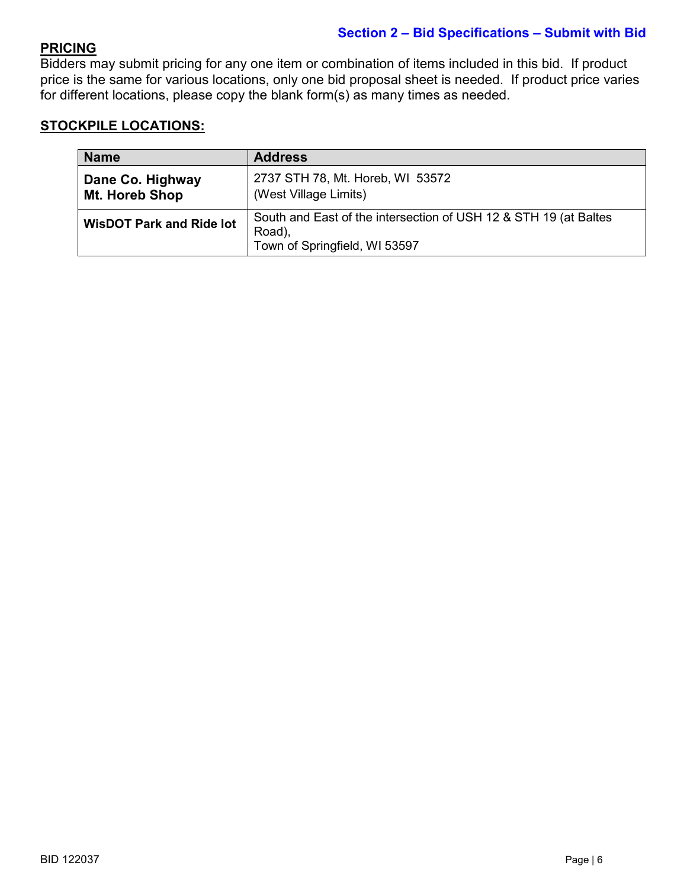**Section 2 – Bid Specifications – Submit with Bid**

## PRICING

Bidders may submit pricing for any one item or combination of items included in this bid. If product price is the same for various locations, only one bid proposal sheet is needed. If product price varies for different locations, please copy the blank form(s) as many times as needed.

## STOCKPILE LOCATIONS:

| Name | Address |
|---|---|
| **Dane Co. Highway Mt. Horeb Shop** | 2737 STH 78, Mt. Horeb, WI 53572 (West Village Limits) |
| **WisDOT Park and Ride lot** | South and East of the intersection of USH 12 & STH 19 (at Baltes Road), Town of Springfield, WI 53597 |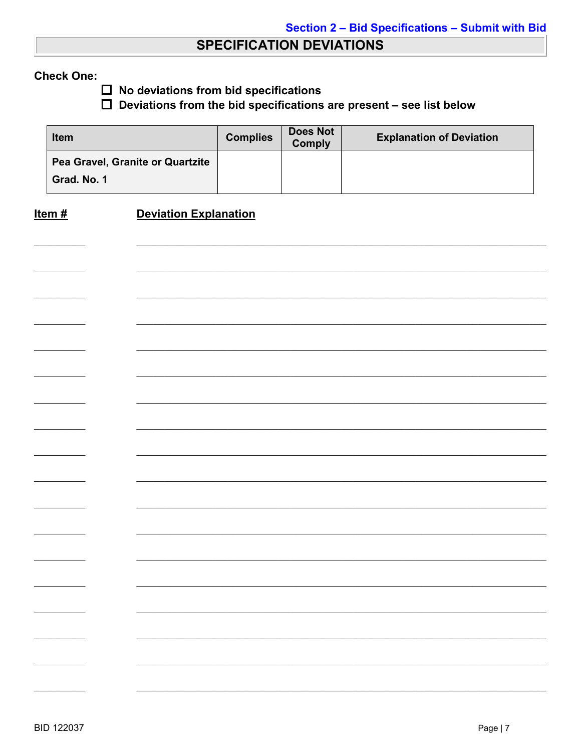**Section 2 – Bid Specifications – Submit with Bid**

# SPECIFICATION DEVIATIONS

**Check One:**

- ☐ **No deviations from bid specifications**
- ☐ **Deviations from the bid specifications are present – see list below**

| Item | Complies | Does Not Comply | Explanation of Deviation |
|---|---|---|---|
| Pea Gravel, Granite or Quartzite Grad. No. 1 | | | |

**Item #** | **Deviation Explanation**

_________ _______________________________________________

_________ _______________________________________________

_________ _______________________________________________

_________ _______________________________________________

_________ _______________________________________________

_________ _______________________________________________

_________ _______________________________________________

_________ _______________________________________________

_________ _______________________________________________

_________ _______________________________________________

_________ _______________________________________________

_________ _______________________________________________

_________ _______________________________________________

_________ _______________________________________________

_________ _______________________________________________

_________ _______________________________________________

_________ _______________________________________________

_________ _______________________________________________

BID 122037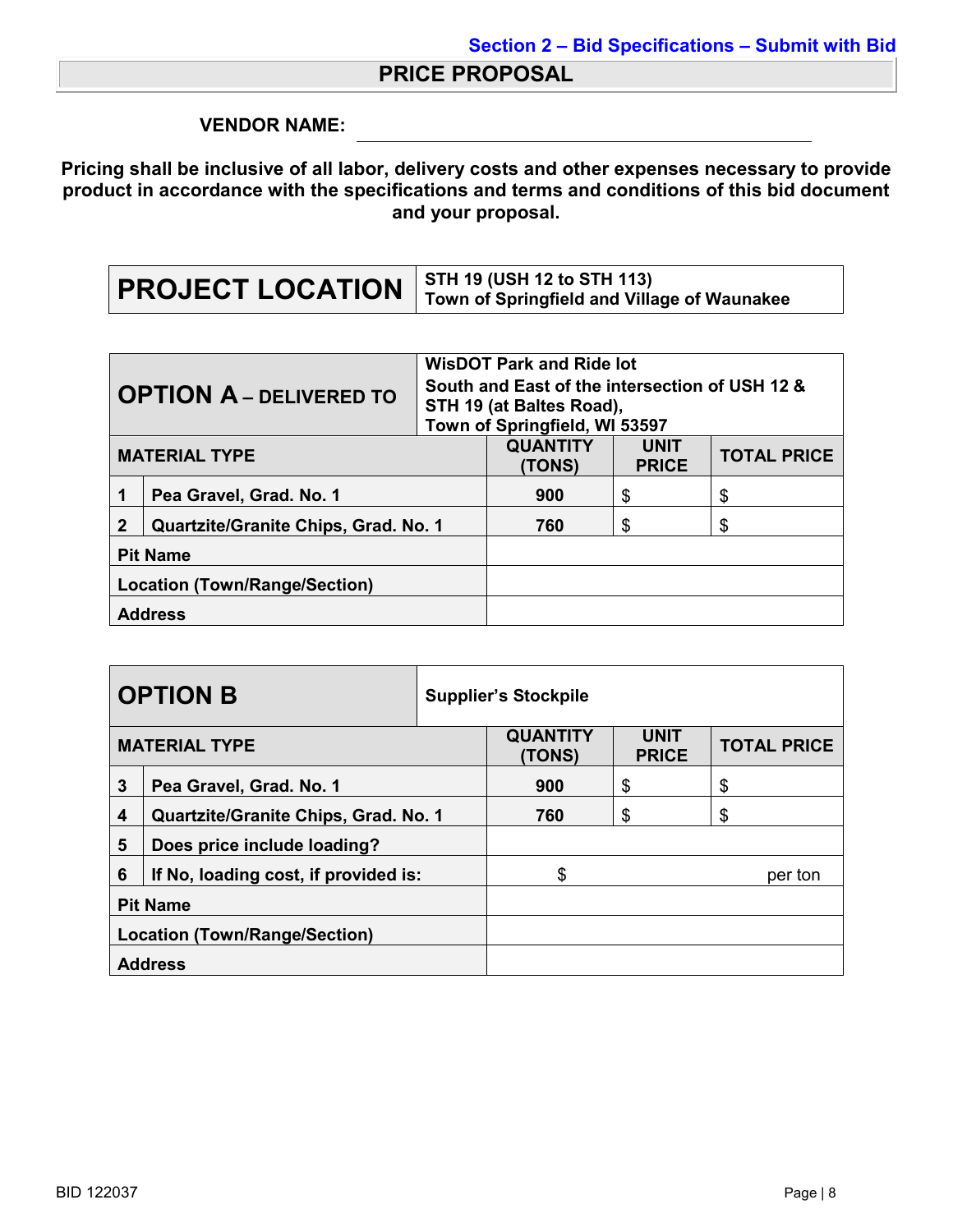Section 2 – Bid Specifications – Submit with Bid

# PRICE PROPOSAL

**VENDOR NAME:** ______________________________

**Pricing shall be inclusive of all labor, delivery costs and other expenses necessary to provide product in accordance with the specifications and terms and conditions of this bid document and your proposal.**

| PROJECT LOCATION | STH 19 (USH 12 to STH 113)<br>Town of Springfield and Village of Waunakee |
|---|---|

| OPTION A – DELIVERED TO | | WisDOT Park and Ride lot<br>South and East of the intersection of USH 12 & STH 19 (at Baltes Road),<br>Town of Springfield, WI 53597 | | |
|---|---|---|---|---|
| **MATERIAL TYPE** | | **QUANTITY (TONS)** | **UNIT PRICE** | **TOTAL PRICE** |
| 1 | Pea Gravel, Grad. No. 1 | 900 | $ | $ |
| 2 | Quartzite/Granite Chips, Grad. No. 1 | 760 | $ | $ |
| **Pit Name** | | | | |
| **Location (Town/Range/Section)** | | | | |
| **Address** | | | | |

| OPTION B | | Supplier's Stockpile | | |
|---|---|---|---|---|
| **MATERIAL TYPE** | | **QUANTITY (TONS)** | **UNIT PRICE** | **TOTAL PRICE** |
| 3 | Pea Gravel, Grad. No. 1 | 900 | $ | $ |
| 4 | Quartzite/Granite Chips, Grad. No. 1 | 760 | $ | $ |
| 5 | Does price include loading? | | | |
| 6 | If No, loading cost, if provided is: | $ | | per ton |
| **Pit Name** | | | | |
| **Location (Town/Range/Section)** | | | | |
| **Address** | | | | |

BID 122037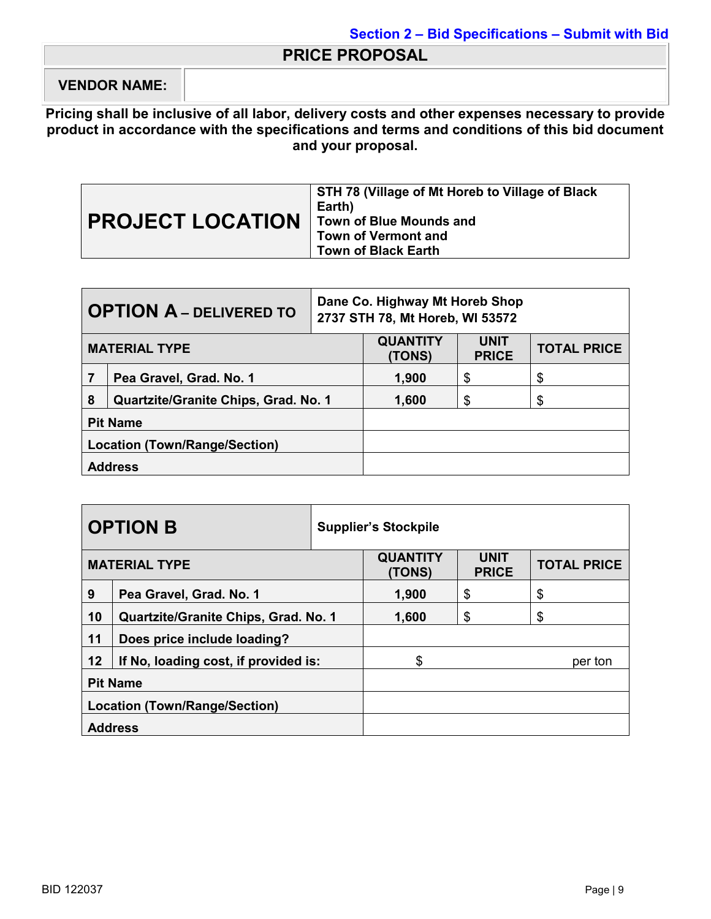Section 2 – Bid Specifications – Submit with Bid

## PRICE PROPOSAL

| VENDOR NAME: | |
|---|---|

**Pricing shall be inclusive of all labor, delivery costs and other expenses necessary to provide product in accordance with the specifications and terms and conditions of this bid document and your proposal.**

| | |
|---|---|
| **PROJECT LOCATION** | **STH 78 (Village of Mt Horeb to Village of Black Earth)**<br>**Town of Blue Mounds and**<br>**Town of Vermont and**<br>**Town of Black Earth** |

| **OPTION A – DELIVERED TO** | **Dane Co. Highway Mt Horeb Shop 2737 STH 78, Mt Horeb, WI 53572** | | | |
|---|---|---|---|---|
| **MATERIAL TYPE** | | **QUANTITY (TONS)** | **UNIT PRICE** | **TOTAL PRICE** |
| **7** | **Pea Gravel, Grad. No. 1** | **1,900** | $ | $ |
| **8** | **Quartzite/Granite Chips, Grad. No. 1** | **1,600** | $ | $ |
| **Pit Name** | | | | |
| **Location (Town/Range/Section)** | | | | |
| **Address** | | | | |

| **OPTION B** | **Supplier's Stockpile** | | | |
|---|---|---|---|---|
| **MATERIAL TYPE** | | **QUANTITY (TONS)** | **UNIT PRICE** | **TOTAL PRICE** |
| **9** | **Pea Gravel, Grad. No. 1** | **1,900** | $ | $ |
| **10** | **Quartzite/Granite Chips, Grad. No. 1** | **1,600** | $ | $ |
| **11** | **Does price include loading?** | | | |
| **12** | **If No, loading cost, if provided is:** | $ per ton | | |
| **Pit Name** | | | | |
| **Location (Town/Range/Section)** | | | | |
| **Address** | | | | |

BID 122037